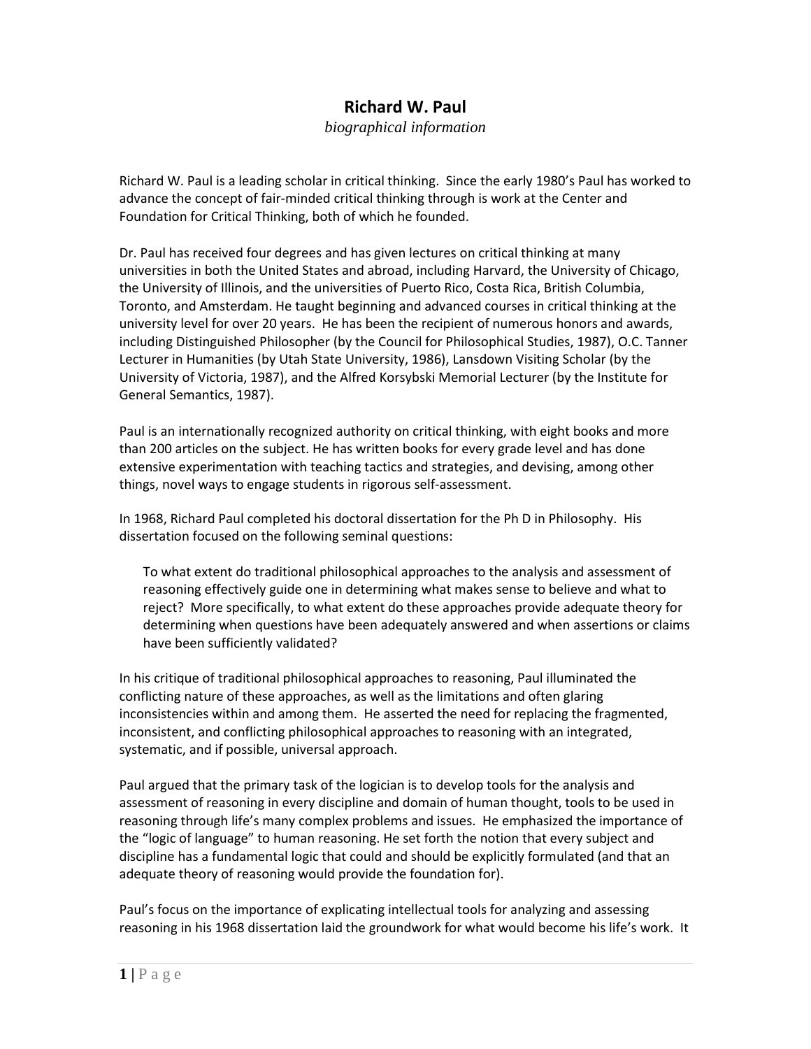# Richard W. Paul

*biographical information*

Richard W. Paul is a leading scholar in critical thinking. Since the early 1980's Paul has worked to advance the concept of fair-minded critical thinking through is work at the Center and Foundation for Critical Thinking, both of which he founded.

Dr. Paul has received four degrees and has given lectures on critical thinking at many universities in both the United States and abroad, including Harvard, the University of Chicago, the University of Illinois, and the universities of Puerto Rico, Costa Rica, British Columbia, Toronto, and Amsterdam. He taught beginning and advanced courses in critical thinking at the university level for over 20 years. He has been the recipient of numerous honors and awards, including Distinguished Philosopher (by the Council for Philosophical Studies, 1987), O.C. Tanner Lecturer in Humanities (by Utah State University, 1986), Lansdown Visiting Scholar (by the University of Victoria, 1987), and the Alfred Korsybski Memorial Lecturer (by the Institute for General Semantics, 1987).

Paul is an internationally recognized authority on critical thinking, with eight books and more than 200 articles on the subject. He has written books for every grade level and has done extensive experimentation with teaching tactics and strategies, and devising, among other things, novel ways to engage students in rigorous self-assessment.

In 1968, Richard Paul completed his doctoral dissertation for the Ph D in Philosophy. His dissertation focused on the following seminal questions:

> To what extent do traditional philosophical approaches to the analysis and assessment of reasoning effectively guide one in determining what makes sense to believe and what to reject? More specifically, to what extent do these approaches provide adequate theory for determining when questions have been adequately answered and when assertions or claims have been sufficiently validated?

In his critique of traditional philosophical approaches to reasoning, Paul illuminated the conflicting nature of these approaches, as well as the limitations and often glaring inconsistencies within and among them. He asserted the need for replacing the fragmented, inconsistent, and conflicting philosophical approaches to reasoning with an integrated, systematic, and if possible, universal approach.

Paul argued that the primary task of the logician is to develop tools for the analysis and assessment of reasoning in every discipline and domain of human thought, tools to be used in reasoning through life's many complex problems and issues. He emphasized the importance of the "logic of language" to human reasoning. He set forth the notion that every subject and discipline has a fundamental logic that could and should be explicitly formulated (and that an adequate theory of reasoning would provide the foundation for).

Paul's focus on the importance of explicating intellectual tools for analyzing and assessing reasoning in his 1968 dissertation laid the groundwork for what would become his life's work. It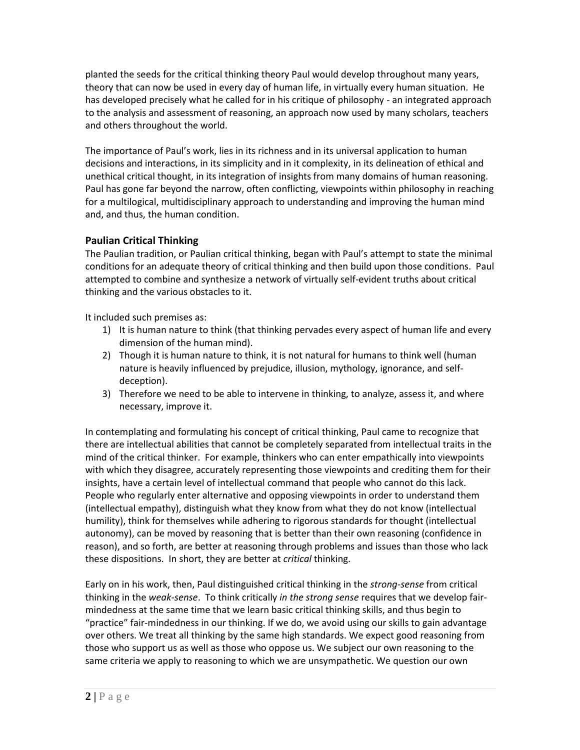planted the seeds for the critical thinking theory Paul would develop throughout many years, theory that can now be used in every day of human life, in virtually every human situation. He has developed precisely what he called for in his critique of philosophy - an integrated approach to the analysis and assessment of reasoning, an approach now used by many scholars, teachers and others throughout the world.

The importance of Paul's work, lies in its richness and in its universal application to human decisions and interactions, in its simplicity and in it complexity, in its delineation of ethical and unethical critical thought, in its integration of insights from many domains of human reasoning. Paul has gone far beyond the narrow, often conflicting, viewpoints within philosophy in reaching for a multilogical, multidisciplinary approach to understanding and improving the human mind and, and thus, the human condition.

## Paulian Critical Thinking

The Paulian tradition, or Paulian critical thinking, began with Paul's attempt to state the minimal conditions for an adequate theory of critical thinking and then build upon those conditions. Paul attempted to combine and synthesize a network of virtually self-evident truths about critical thinking and the various obstacles to it.

It included such premises as:

1) It is human nature to think (that thinking pervades every aspect of human life and every dimension of the human mind).
2) Though it is human nature to think, it is not natural for humans to think well (human nature is heavily influenced by prejudice, illusion, mythology, ignorance, and self-deception).
3) Therefore we need to be able to intervene in thinking, to analyze, assess it, and where necessary, improve it.

In contemplating and formulating his concept of critical thinking, Paul came to recognize that there are intellectual abilities that cannot be completely separated from intellectual traits in the mind of the critical thinker. For example, thinkers who can enter empathically into viewpoints with which they disagree, accurately representing those viewpoints and crediting them for their insights, have a certain level of intellectual command that people who cannot do this lack. People who regularly enter alternative and opposing viewpoints in order to understand them (intellectual empathy), distinguish what they know from what they do not know (intellectual humility), think for themselves while adhering to rigorous standards for thought (intellectual autonomy), can be moved by reasoning that is better than their own reasoning (confidence in reason), and so forth, are better at reasoning through problems and issues than those who lack these dispositions. In short, they are better at *critical* thinking.

Early on in his work, then, Paul distinguished critical thinking in the *strong-sense* from critical thinking in the *weak-sense*. To think critically *in the strong sense* requires that we develop fair-mindedness at the same time that we learn basic critical thinking skills, and thus begin to "practice" fair-mindedness in our thinking. If we do, we avoid using our skills to gain advantage over others. We treat all thinking by the same high standards. We expect good reasoning from those who support us as well as those who oppose us. We subject our own reasoning to the same criteria we apply to reasoning to which we are unsympathetic. We question our own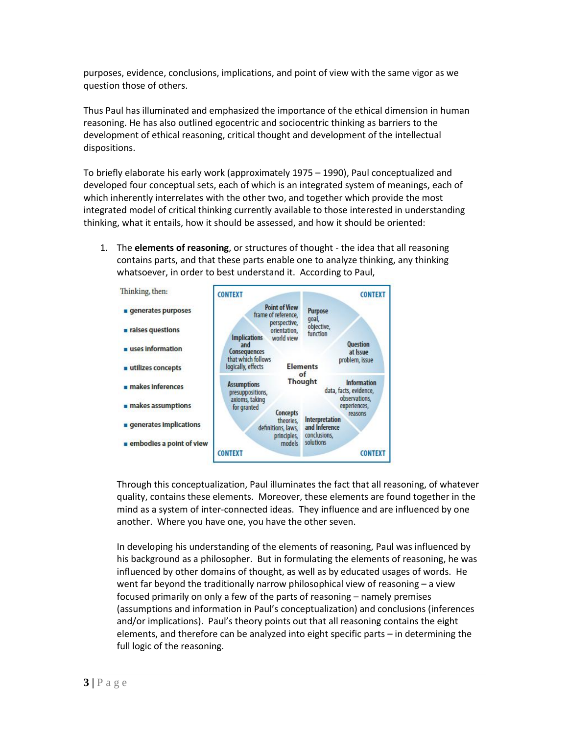purposes, evidence, conclusions, implications, and point of view with the same vigor as we question those of others.

Thus Paul has illuminated and emphasized the importance of the ethical dimension in human reasoning. He has also outlined egocentric and sociocentric thinking as barriers to the development of ethical reasoning, critical thought and development of the intellectual dispositions.

To briefly elaborate his early work (approximately 1975 – 1990), Paul conceptualized and developed four conceptual sets, each of which is an integrated system of meanings, each of which inherently interrelates with the other two, and together which provide the most integrated model of critical thinking currently available to those interested in understanding thinking, what it entails, how it should be assessed, and how it should be oriented:

1. The **elements of reasoning**, or structures of thought - the idea that all reasoning contains parts, and that these parts enable one to analyze thinking, any thinking whatsoever, in order to best understand it. According to Paul,

   Thinking, then:

   - generates purposes
   - raises questions
   - uses information
   - utilizes concepts
   - makes inferences
   - makes assumptions
   - generates implications
   - embodies a point of view

   CONTEXT — Elements of Thought:
   - **Point of View**: frame of reference, perspective, orientation, world view
   - **Purpose**: goal, objective, function
   - **Question at Issue**: problem, issue
   - **Information**: data, facts, evidence, observations, experiences, reasons
   - **Interpretation and Inference**: conclusions, solutions
   - **Concepts**: theories, definitions, laws, principles, models
   - **Assumptions**: presuppositions, axioms, taking for granted
   - **Implications and Consequences**: that which follows logically, effects

   Through this conceptualization, Paul illuminates the fact that all reasoning, of whatever quality, contains these elements. Moreover, these elements are found together in the mind as a system of inter-connected ideas. They influence and are influenced by one another. Where you have one, you have the other seven.

   In developing his understanding of the elements of reasoning, Paul was influenced by his background as a philosopher. But in formulating the elements of reasoning, he was influenced by other domains of thought, as well as by educated usages of words. He went far beyond the traditionally narrow philosophical view of reasoning – a view focused primarily on only a few of the parts of reasoning – namely premises (assumptions and information in Paul's conceptualization) and conclusions (inferences and/or implications). Paul's theory points out that all reasoning contains the eight elements, and therefore can be analyzed into eight specific parts – in determining the full logic of the reasoning.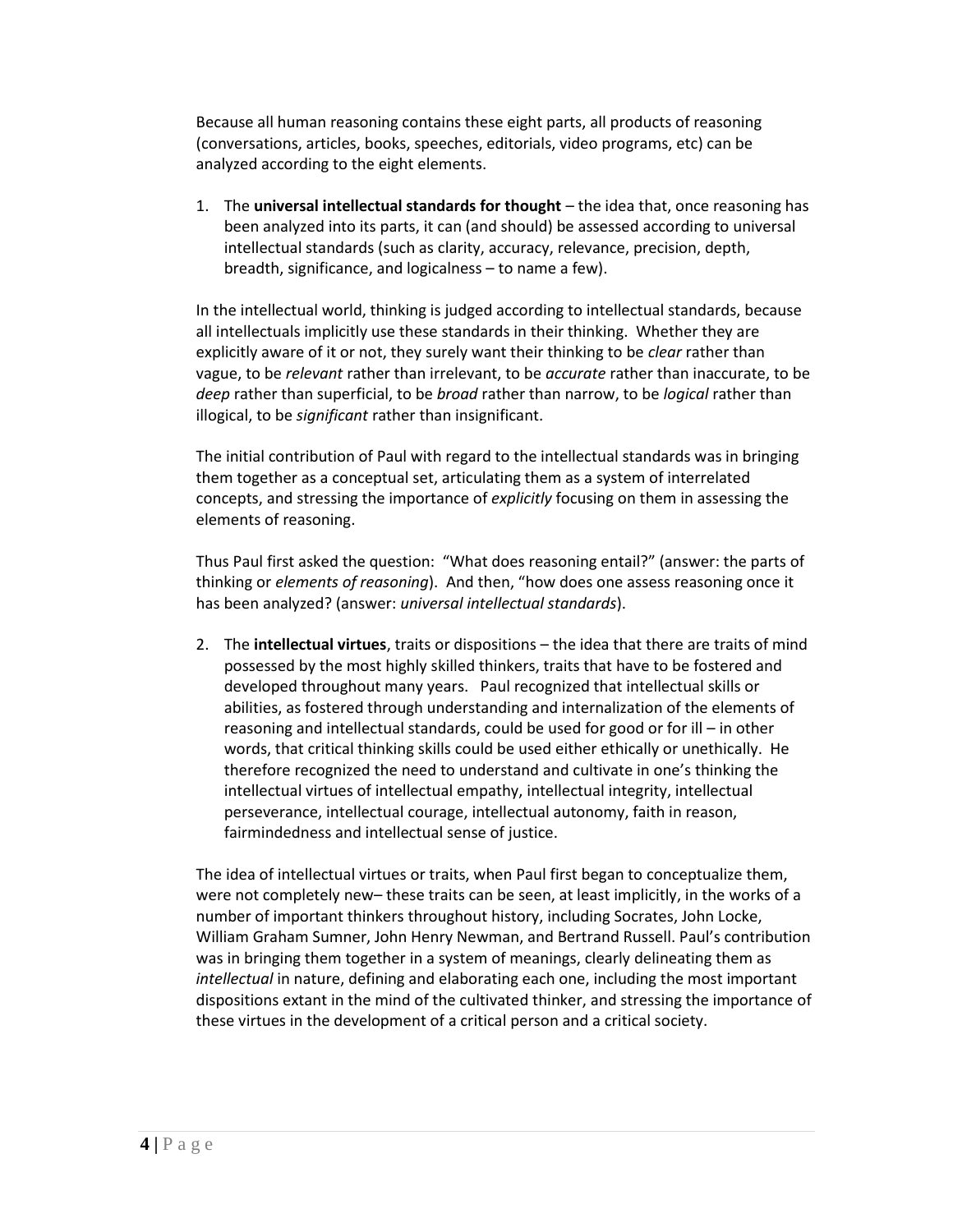Because all human reasoning contains these eight parts, all products of reasoning (conversations, articles, books, speeches, editorials, video programs, etc) can be analyzed according to the eight elements.

1. The **universal intellectual standards for thought** – the idea that, once reasoning has been analyzed into its parts, it can (and should) be assessed according to universal intellectual standards (such as clarity, accuracy, relevance, precision, depth, breadth, significance, and logicalness – to name a few).

In the intellectual world, thinking is judged according to intellectual standards, because all intellectuals implicitly use these standards in their thinking. Whether they are explicitly aware of it or not, they surely want their thinking to be *clear* rather than vague, to be *relevant* rather than irrelevant, to be *accurate* rather than inaccurate, to be *deep* rather than superficial, to be *broad* rather than narrow, to be *logical* rather than illogical, to be *significant* rather than insignificant.

The initial contribution of Paul with regard to the intellectual standards was in bringing them together as a conceptual set, articulating them as a system of interrelated concepts, and stressing the importance of *explicitly* focusing on them in assessing the elements of reasoning.

Thus Paul first asked the question: "What does reasoning entail?" (answer: the parts of thinking or *elements of reasoning*). And then, "how does one assess reasoning once it has been analyzed? (answer: *universal intellectual standards*).

2. The **intellectual virtues**, traits or dispositions – the idea that there are traits of mind possessed by the most highly skilled thinkers, traits that have to be fostered and developed throughout many years. Paul recognized that intellectual skills or abilities, as fostered through understanding and internalization of the elements of reasoning and intellectual standards, could be used for good or for ill – in other words, that critical thinking skills could be used either ethically or unethically. He therefore recognized the need to understand and cultivate in one's thinking the intellectual virtues of intellectual empathy, intellectual integrity, intellectual perseverance, intellectual courage, intellectual autonomy, faith in reason, fairmindedness and intellectual sense of justice.

The idea of intellectual virtues or traits, when Paul first began to conceptualize them, were not completely new– these traits can be seen, at least implicitly, in the works of a number of important thinkers throughout history, including Socrates, John Locke, William Graham Sumner, John Henry Newman, and Bertrand Russell. Paul's contribution was in bringing them together in a system of meanings, clearly delineating them as *intellectual* in nature, defining and elaborating each one, including the most important dispositions extant in the mind of the cultivated thinker, and stressing the importance of these virtues in the development of a critical person and a critical society.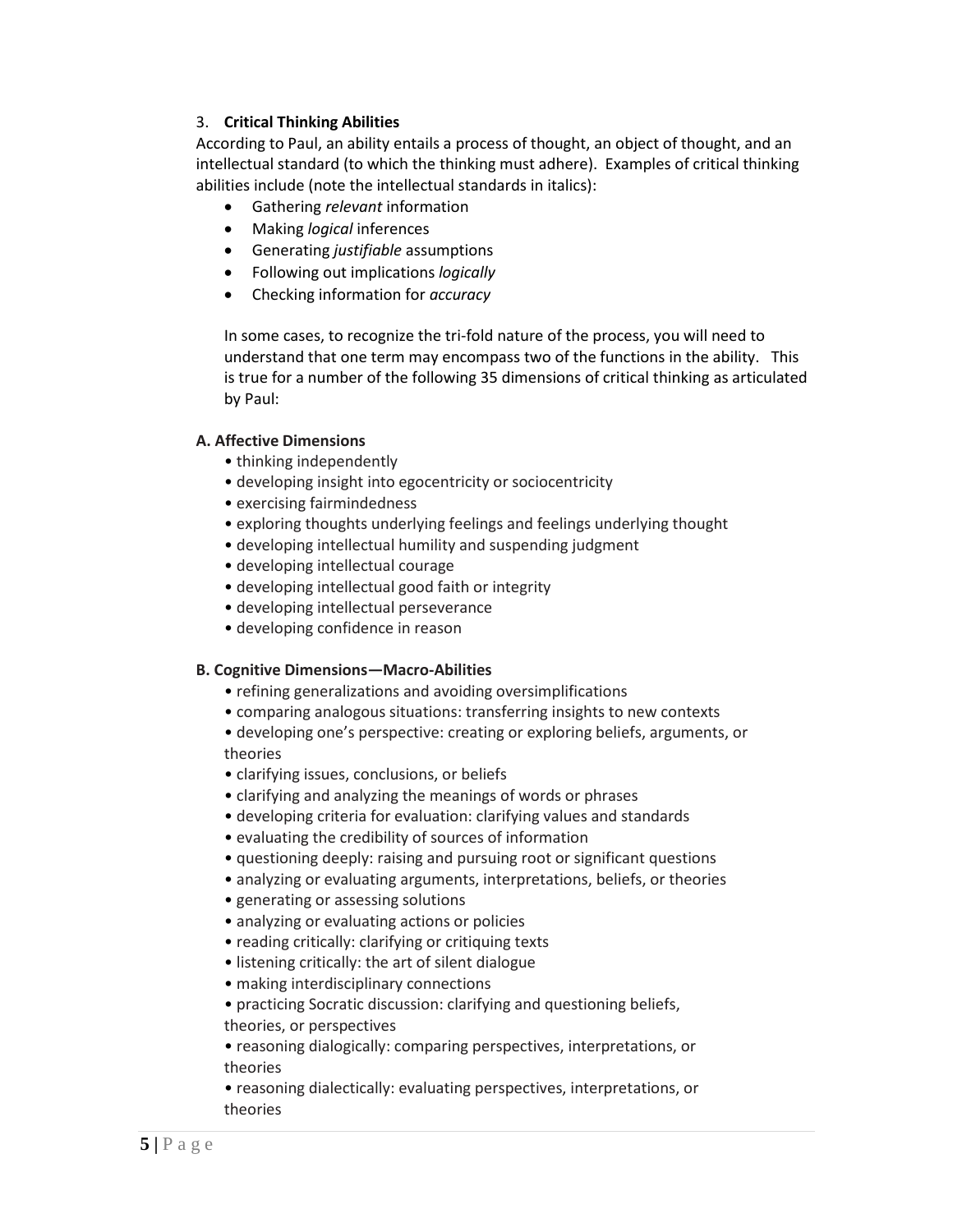3. **Critical Thinking Abilities**

According to Paul, an ability entails a process of thought, an object of thought, and an intellectual standard (to which the thinking must adhere). Examples of critical thinking abilities include (note the intellectual standards in italics):

- Gathering *relevant* information
- Making *logical* inferences
- Generating *justifiable* assumptions
- Following out implications *logically*
- Checking information for *accuracy*

In some cases, to recognize the tri-fold nature of the process, you will need to understand that one term may encompass two of the functions in the ability. This is true for a number of the following 35 dimensions of critical thinking as articulated by Paul:

**A. Affective Dimensions**

- thinking independently
- developing insight into egocentricity or sociocentricity
- exercising fairmindedness
- exploring thoughts underlying feelings and feelings underlying thought
- developing intellectual humility and suspending judgment
- developing intellectual courage
- developing intellectual good faith or integrity
- developing intellectual perseverance
- developing confidence in reason

**B. Cognitive Dimensions—Macro-Abilities**

- refining generalizations and avoiding oversimplifications
- comparing analogous situations: transferring insights to new contexts
- developing one's perspective: creating or exploring beliefs, arguments, or theories
- clarifying issues, conclusions, or beliefs
- clarifying and analyzing the meanings of words or phrases
- developing criteria for evaluation: clarifying values and standards
- evaluating the credibility of sources of information
- questioning deeply: raising and pursuing root or significant questions
- analyzing or evaluating arguments, interpretations, beliefs, or theories
- generating or assessing solutions
- analyzing or evaluating actions or policies
- reading critically: clarifying or critiquing texts
- listening critically: the art of silent dialogue
- making interdisciplinary connections
- practicing Socratic discussion: clarifying and questioning beliefs, theories, or perspectives
- reasoning dialogically: comparing perspectives, interpretations, or theories
- reasoning dialectically: evaluating perspectives, interpretations, or theories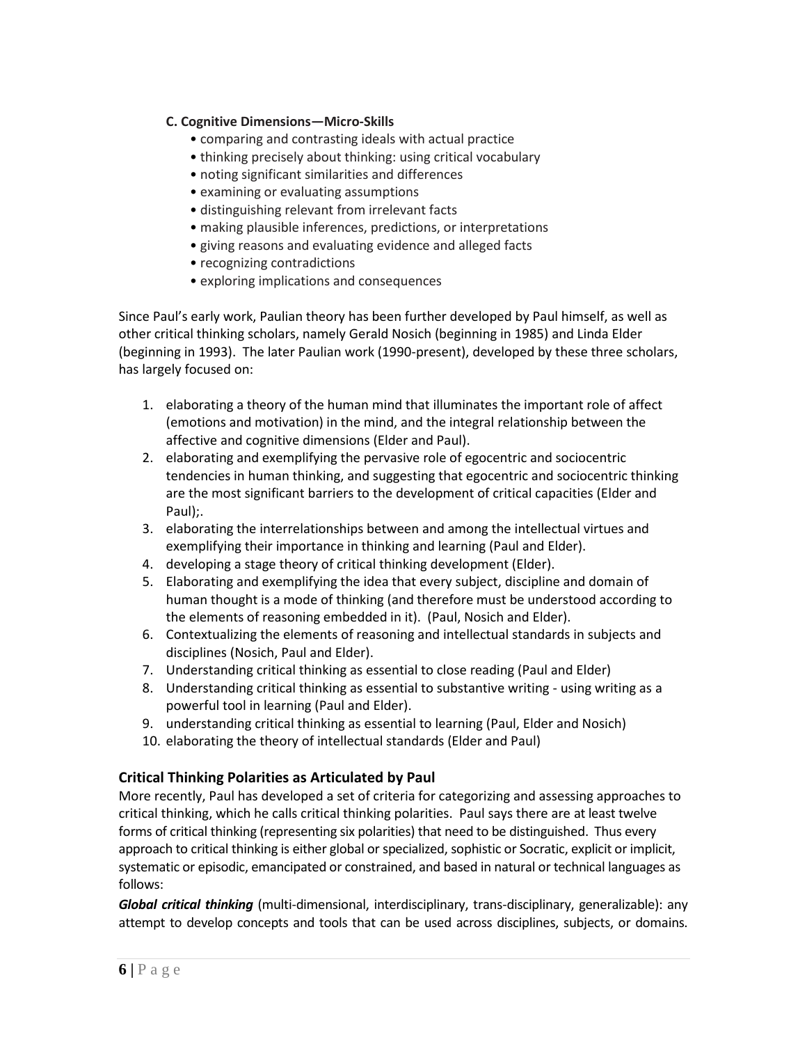**C. Cognitive Dimensions—Micro-Skills**

- comparing and contrasting ideals with actual practice
- thinking precisely about thinking: using critical vocabulary
- noting significant similarities and differences
- examining or evaluating assumptions
- distinguishing relevant from irrelevant facts
- making plausible inferences, predictions, or interpretations
- giving reasons and evaluating evidence and alleged facts
- recognizing contradictions
- exploring implications and consequences

Since Paul's early work, Paulian theory has been further developed by Paul himself, as well as other critical thinking scholars, namely Gerald Nosich (beginning in 1985) and Linda Elder (beginning in 1993). The later Paulian work (1990-present), developed by these three scholars, has largely focused on:

1. elaborating a theory of the human mind that illuminates the important role of affect (emotions and motivation) in the mind, and the integral relationship between the affective and cognitive dimensions (Elder and Paul).
2. elaborating and exemplifying the pervasive role of egocentric and sociocentric tendencies in human thinking, and suggesting that egocentric and sociocentric thinking are the most significant barriers to the development of critical capacities (Elder and Paul);.
3. elaborating the interrelationships between and among the intellectual virtues and exemplifying their importance in thinking and learning (Paul and Elder).
4. developing a stage theory of critical thinking development (Elder).
5. Elaborating and exemplifying the idea that every subject, discipline and domain of human thought is a mode of thinking (and therefore must be understood according to the elements of reasoning embedded in it). (Paul, Nosich and Elder).
6. Contextualizing the elements of reasoning and intellectual standards in subjects and disciplines (Nosich, Paul and Elder).
7. Understanding critical thinking as essential to close reading (Paul and Elder)
8. Understanding critical thinking as essential to substantive writing - using writing as a powerful tool in learning (Paul and Elder).
9. understanding critical thinking as essential to learning (Paul, Elder and Nosich)
10. elaborating the theory of intellectual standards (Elder and Paul)

## Critical Thinking Polarities as Articulated by Paul

More recently, Paul has developed a set of criteria for categorizing and assessing approaches to critical thinking, which he calls critical thinking polarities. Paul says there are at least twelve forms of critical thinking (representing six polarities) that need to be distinguished. Thus every approach to critical thinking is either global or specialized, sophistic or Socratic, explicit or implicit, systematic or episodic, emancipated or constrained, and based in natural or technical languages as follows:

***Global critical thinking*** (multi-dimensional, interdisciplinary, trans-disciplinary, generalizable): any attempt to develop concepts and tools that can be used across disciplines, subjects, or domains.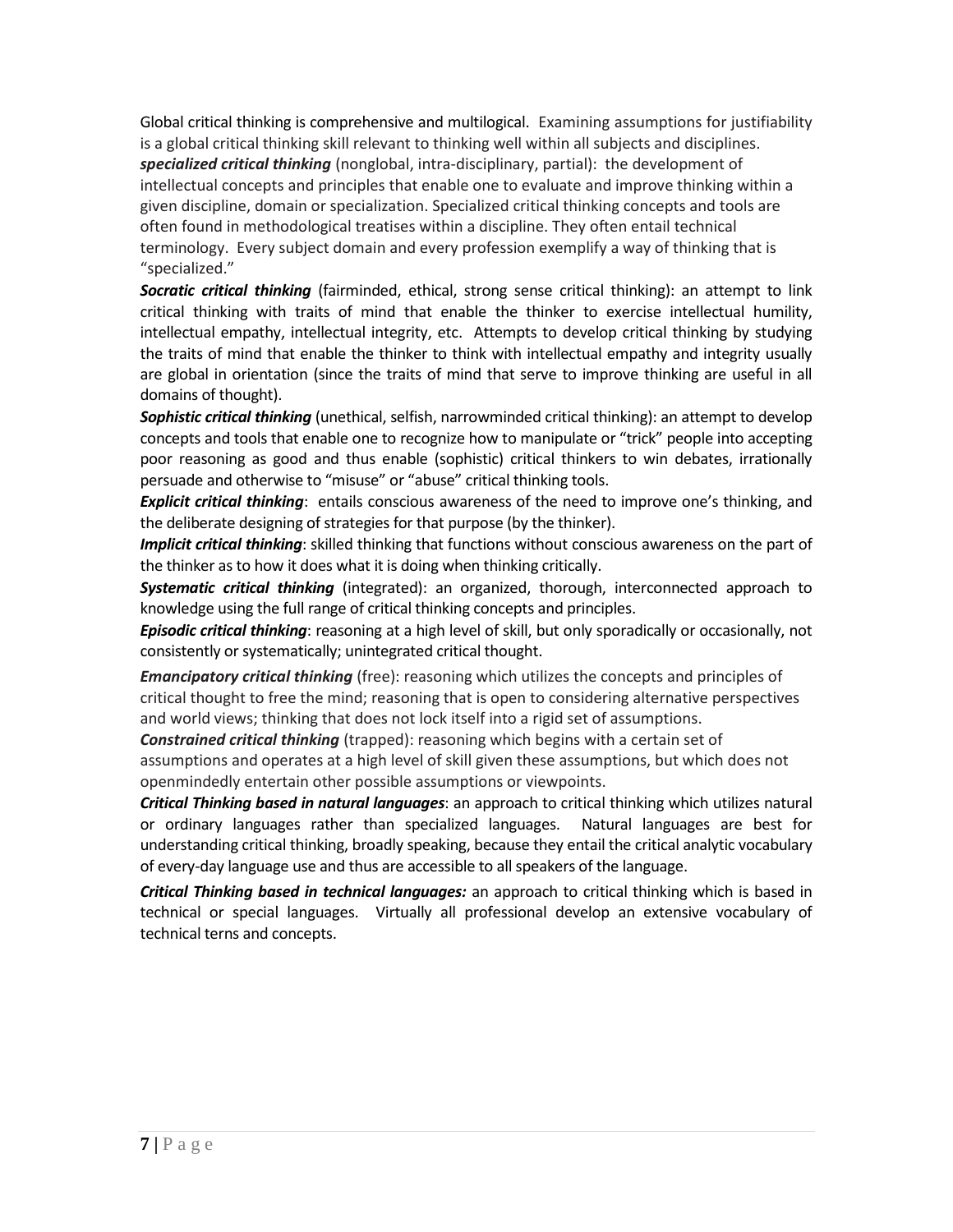Global critical thinking is comprehensive and multilogical. Examining assumptions for justifiability is a global critical thinking skill relevant to thinking well within all subjects and disciplines.

***specialized critical thinking*** (nonglobal, intra-disciplinary, partial): the development of intellectual concepts and principles that enable one to evaluate and improve thinking within a given discipline, domain or specialization. Specialized critical thinking concepts and tools are often found in methodological treatises within a discipline. They often entail technical terminology. Every subject domain and every profession exemplify a way of thinking that is "specialized."

***Socratic critical thinking*** (fairminded, ethical, strong sense critical thinking): an attempt to link critical thinking with traits of mind that enable the thinker to exercise intellectual humility, intellectual empathy, intellectual integrity, etc. Attempts to develop critical thinking by studying the traits of mind that enable the thinker to think with intellectual empathy and integrity usually are global in orientation (since the traits of mind that serve to improve thinking are useful in all domains of thought).

***Sophistic critical thinking*** (unethical, selfish, narrowminded critical thinking): an attempt to develop concepts and tools that enable one to recognize how to manipulate or "trick" people into accepting poor reasoning as good and thus enable (sophistic) critical thinkers to win debates, irrationally persuade and otherwise to "misuse" or "abuse" critical thinking tools.

***Explicit critical thinking***: entails conscious awareness of the need to improve one's thinking, and the deliberate designing of strategies for that purpose (by the thinker).

***Implicit critical thinking***: skilled thinking that functions without conscious awareness on the part of the thinker as to how it does what it is doing when thinking critically.

***Systematic critical thinking*** (integrated): an organized, thorough, interconnected approach to knowledge using the full range of critical thinking concepts and principles.

***Episodic critical thinking***: reasoning at a high level of skill, but only sporadically or occasionally, not consistently or systematically; unintegrated critical thought.

***Emancipatory critical thinking*** (free): reasoning which utilizes the concepts and principles of critical thought to free the mind; reasoning that is open to considering alternative perspectives and world views; thinking that does not lock itself into a rigid set of assumptions.

***Constrained critical thinking*** (trapped): reasoning which begins with a certain set of assumptions and operates at a high level of skill given these assumptions, but which does not openmindedly entertain other possible assumptions or viewpoints.

***Critical Thinking based in natural languages***: an approach to critical thinking which utilizes natural or ordinary languages rather than specialized languages. Natural languages are best for understanding critical thinking, broadly speaking, because they entail the critical analytic vocabulary of every-day language use and thus are accessible to all speakers of the language.

***Critical Thinking based in technical languages:*** an approach to critical thinking which is based in technical or special languages. Virtually all professional develop an extensive vocabulary of technical terns and concepts.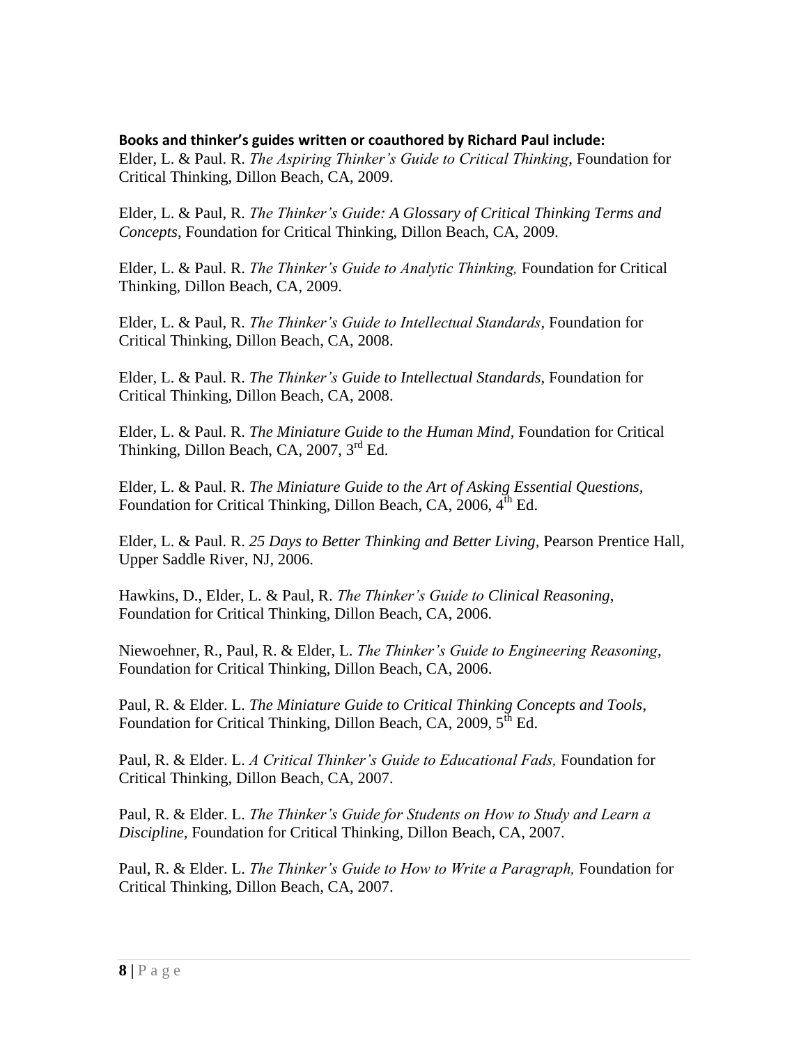**Books and thinker's guides written or coauthored by Richard Paul include:**

Elder, L. & Paul. R. *The Aspiring Thinker's Guide to Critical Thinking*, Foundation for Critical Thinking, Dillon Beach, CA, 2009.

Elder, L. & Paul, R. *The Thinker's Guide: A Glossary of Critical Thinking Terms and Concepts*, Foundation for Critical Thinking, Dillon Beach, CA, 2009.

Elder, L. & Paul. R. *The Thinker's Guide to Analytic Thinking,* Foundation for Critical Thinking, Dillon Beach, CA, 2009.

Elder, L. & Paul, R. *The Thinker's Guide to Intellectual Standards*, Foundation for Critical Thinking, Dillon Beach, CA, 2008.

Elder, L. & Paul. R. *The Thinker's Guide to Intellectual Standards,* Foundation for Critical Thinking, Dillon Beach, CA, 2008.

Elder, L. & Paul. R. *The Miniature Guide to the Human Mind,* Foundation for Critical Thinking, Dillon Beach, CA, 2007, 3rd Ed.

Elder, L. & Paul. R. *The Miniature Guide to the Art of Asking Essential Questions,* Foundation for Critical Thinking, Dillon Beach, CA, 2006, 4th Ed.

Elder, L. & Paul. R. *25 Days to Better Thinking and Better Living,* Pearson Prentice Hall, Upper Saddle River, NJ, 2006.

Hawkins, D., Elder, L. & Paul, R. *The Thinker's Guide to Clinical Reasoning*, Foundation for Critical Thinking, Dillon Beach, CA, 2006.

Niewoehner, R., Paul, R. & Elder, L. *The Thinker's Guide to Engineering Reasoning*, Foundation for Critical Thinking, Dillon Beach, CA, 2006.

Paul, R. & Elder. L. *The Miniature Guide to Critical Thinking Concepts and Tools*, Foundation for Critical Thinking, Dillon Beach, CA, 2009, 5th Ed.

Paul, R. & Elder. L. *A Critical Thinker's Guide to Educational Fads,* Foundation for Critical Thinking, Dillon Beach, CA, 2007.

Paul, R. & Elder. L. *The Thinker's Guide for Students on How to Study and Learn a Discipline,* Foundation for Critical Thinking, Dillon Beach, CA, 2007.

Paul, R. & Elder. L. *The Thinker's Guide to How to Write a Paragraph,* Foundation for Critical Thinking, Dillon Beach, CA, 2007.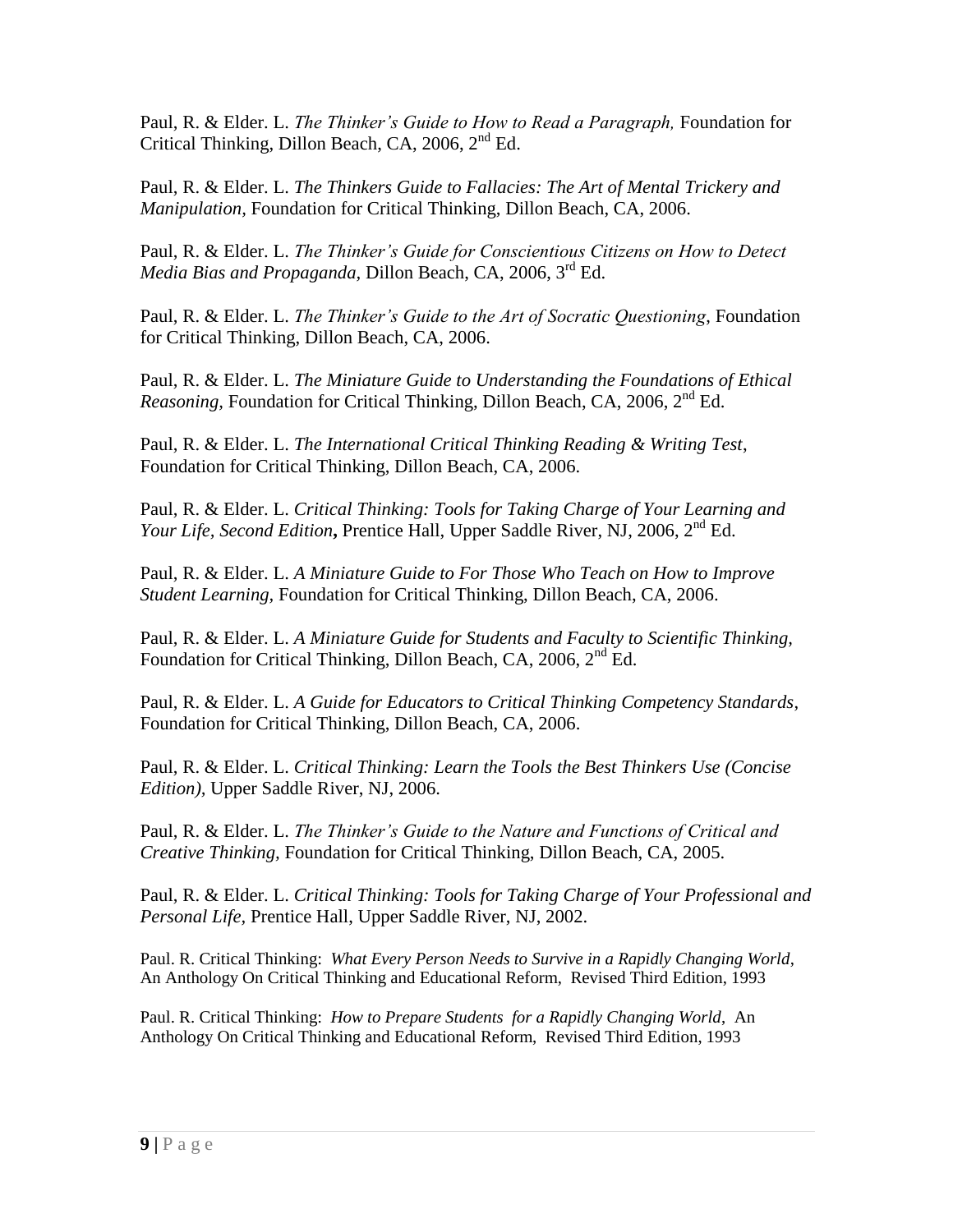Paul, R. & Elder. L. *The Thinker's Guide to How to Read a Paragraph,* Foundation for Critical Thinking, Dillon Beach, CA, 2006, 2nd Ed.

Paul, R. & Elder. L. *The Thinkers Guide to Fallacies: The Art of Mental Trickery and Manipulation,* Foundation for Critical Thinking, Dillon Beach, CA, 2006.

Paul, R. & Elder. L. *The Thinker's Guide for Conscientious Citizens on How to Detect Media Bias and Propaganda,* Dillon Beach, CA, 2006, 3rd Ed.

Paul, R. & Elder. L. *The Thinker's Guide to the Art of Socratic Questioning,* Foundation for Critical Thinking, Dillon Beach, CA, 2006.

Paul, R. & Elder. L. *The Miniature Guide to Understanding the Foundations of Ethical Reasoning,* Foundation for Critical Thinking, Dillon Beach, CA, 2006, 2nd Ed.

Paul, R. & Elder. L. *The International Critical Thinking Reading & Writing Test*, Foundation for Critical Thinking, Dillon Beach, CA, 2006.

Paul, R. & Elder. L. *Critical Thinking: Tools for Taking Charge of Your Learning and Your Life, Second Edition***,** Prentice Hall, Upper Saddle River, NJ, 2006, 2nd Ed.

Paul, R. & Elder. L. *A Miniature Guide to For Those Who Teach on How to Improve Student Learning,* Foundation for Critical Thinking, Dillon Beach, CA, 2006.

Paul, R. & Elder. L. *A Miniature Guide for Students and Faculty to Scientific Thinking,* Foundation for Critical Thinking, Dillon Beach, CA, 2006, 2nd Ed.

Paul, R. & Elder. L. *A Guide for Educators to Critical Thinking Competency Standards*, Foundation for Critical Thinking, Dillon Beach, CA, 2006.

Paul, R. & Elder. L. *Critical Thinking: Learn the Tools the Best Thinkers Use (Concise Edition),* Upper Saddle River, NJ, 2006.

Paul, R. & Elder. L. *The Thinker's Guide to the Nature and Functions of Critical and Creative Thinking,* Foundation for Critical Thinking, Dillon Beach, CA, 2005.

Paul, R. & Elder. L. *Critical Thinking: Tools for Taking Charge of Your Professional and Personal Life,* Prentice Hall, Upper Saddle River, NJ, 2002.

Paul. R. Critical Thinking: *What Every Person Needs to Survive in a Rapidly Changing World,* An Anthology On Critical Thinking and Educational Reform, Revised Third Edition, 1993

Paul. R. Critical Thinking: *How to Prepare Students for a Rapidly Changing World,* An Anthology On Critical Thinking and Educational Reform, Revised Third Edition, 1993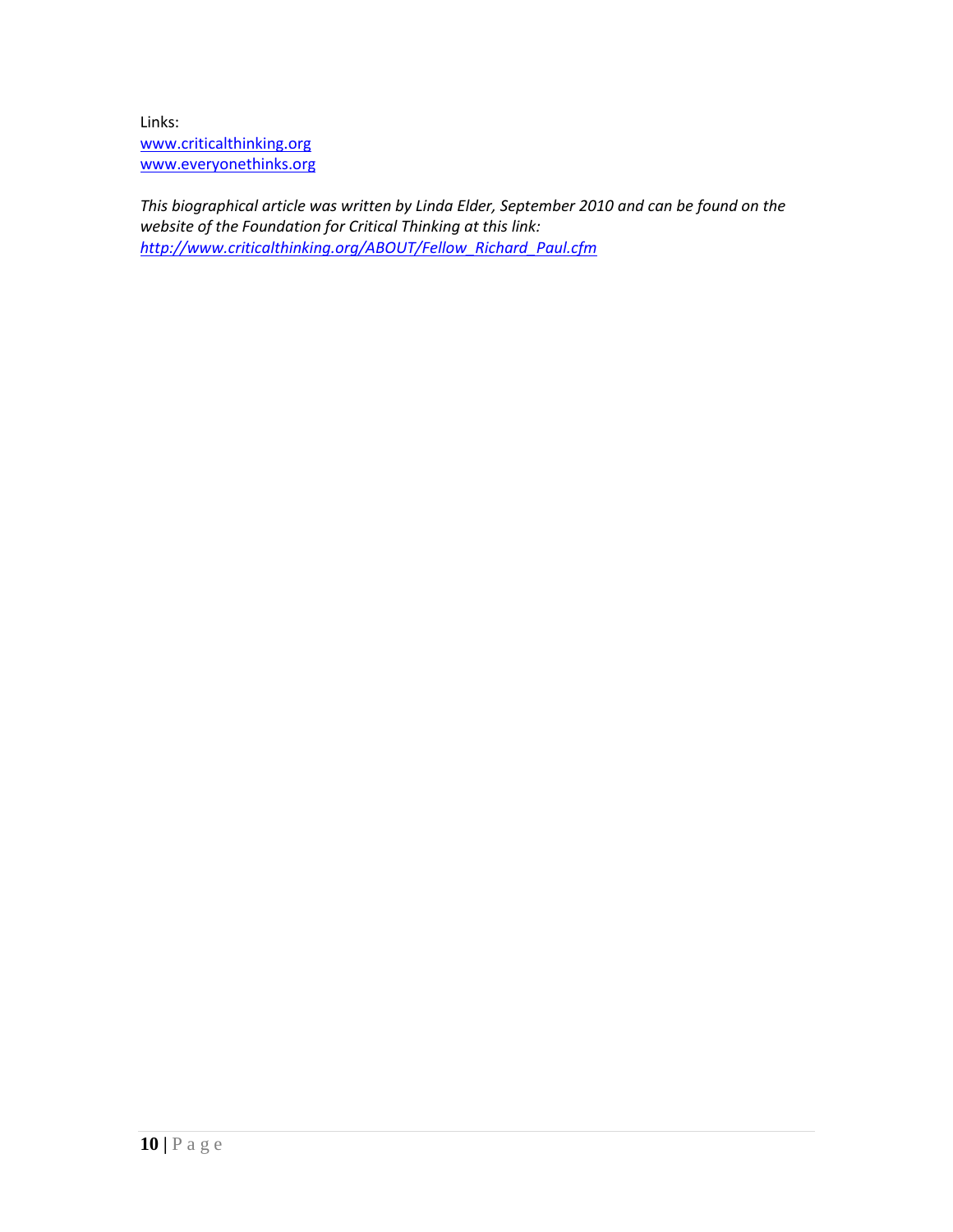Links:
www.criticalthinking.org
www.everyonethinks.org

*This biographical article was written by Linda Elder, September 2010 and can be found on the website of the Foundation for Critical Thinking at this link: http://www.criticalthinking.org/ABOUT/Fellow_Richard_Paul.cfm*